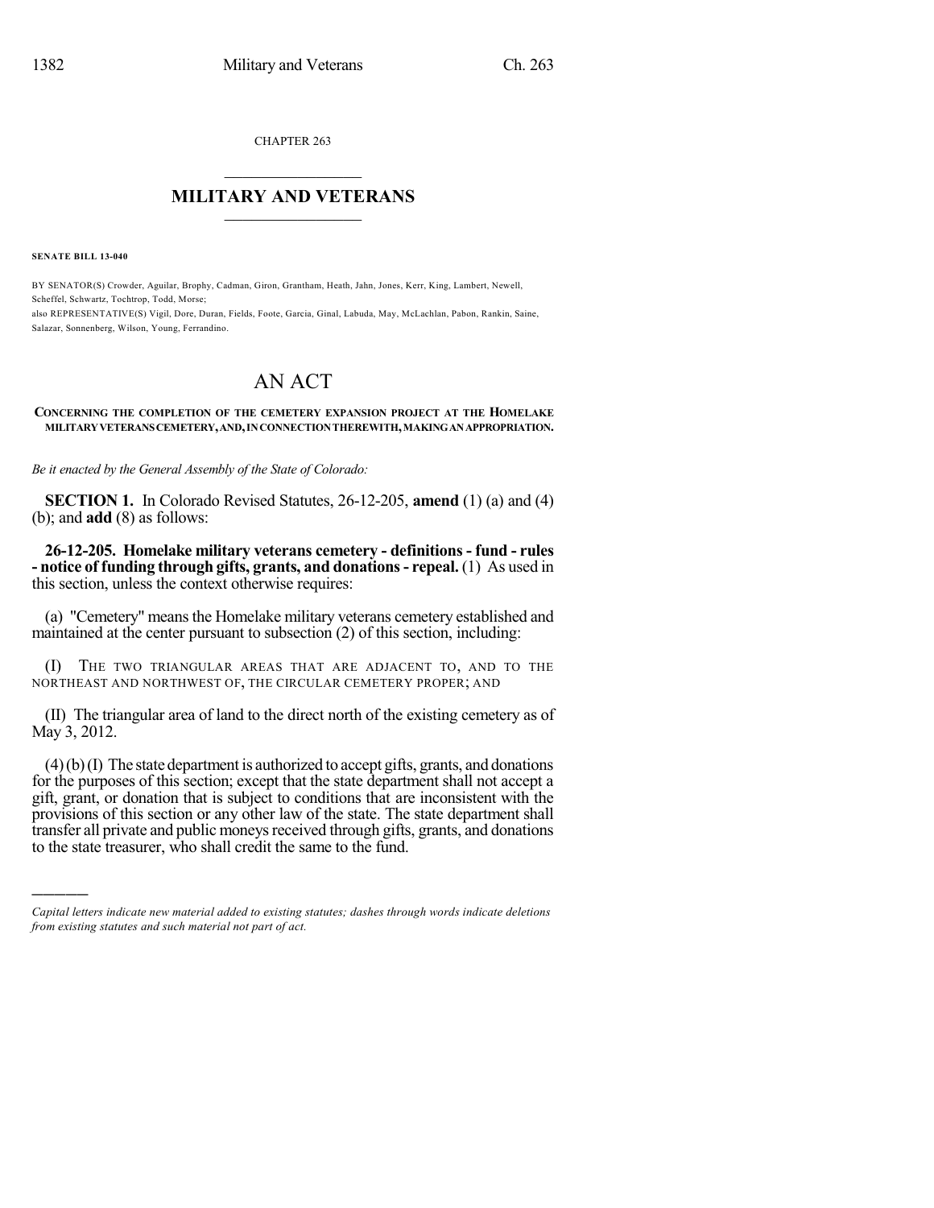CHAPTER 263

# MILITARY AND VETERANS

**SENATE BILL 13-040**

BY SENATOR(S) Crowder, Aguilar, Brophy, Cadman, Giron, Grantham, Heath, Jahn, Jones, Kerr, King, Lambert, Newell, Scheffel, Schwartz, Tochtrop, Todd, Morse;
also REPRESENTATIVE(S) Vigil, Dore, Duran, Fields, Foote, Garcia, Ginal, Labuda, May, McLachlan, Pabon, Rankin, Saine, Salazar, Sonnenberg, Wilson, Young, Ferrandino.

# AN ACT

**CONCERNING THE COMPLETION OF THE CEMETERY EXPANSION PROJECT AT THE HOMELAKE MILITARY VETERANS CEMETERY, AND, IN CONNECTION THEREWITH, MAKING AN APPROPRIATION.**

*Be it enacted by the General Assembly of the State of Colorado:*

**SECTION 1.** In Colorado Revised Statutes, 26-12-205, **amend** (1) (a) and (4) (b); and **add** (8) as follows:

**26-12-205. Homelake military veterans cemetery - definitions - fund - rules - notice of funding through gifts, grants, and donations - repeal.** (1) As used in this section, unless the context otherwise requires:

(a) "Cemetery" means the Homelake military veterans cemetery established and maintained at the center pursuant to subsection (2) of this section, including:

(I) THE TWO TRIANGULAR AREAS THAT ARE ADJACENT TO, AND TO THE NORTHEAST AND NORTHWEST OF, THE CIRCULAR CEMETERY PROPER; AND

(II) The triangular area of land to the direct north of the existing cemetery as of May 3, 2012.

(4) (b) (I) The state department is authorized to accept gifts, grants, and donations for the purposes of this section; except that the state department shall not accept a gift, grant, or donation that is subject to conditions that are inconsistent with the provisions of this section or any other law of the state. The state department shall transfer all private and public moneys received through gifts, grants, and donations to the state treasurer, who shall credit the same to the fund.

---

*Capital letters indicate new material added to existing statutes; dashes through words indicate deletions from existing statutes and such material not part of act.*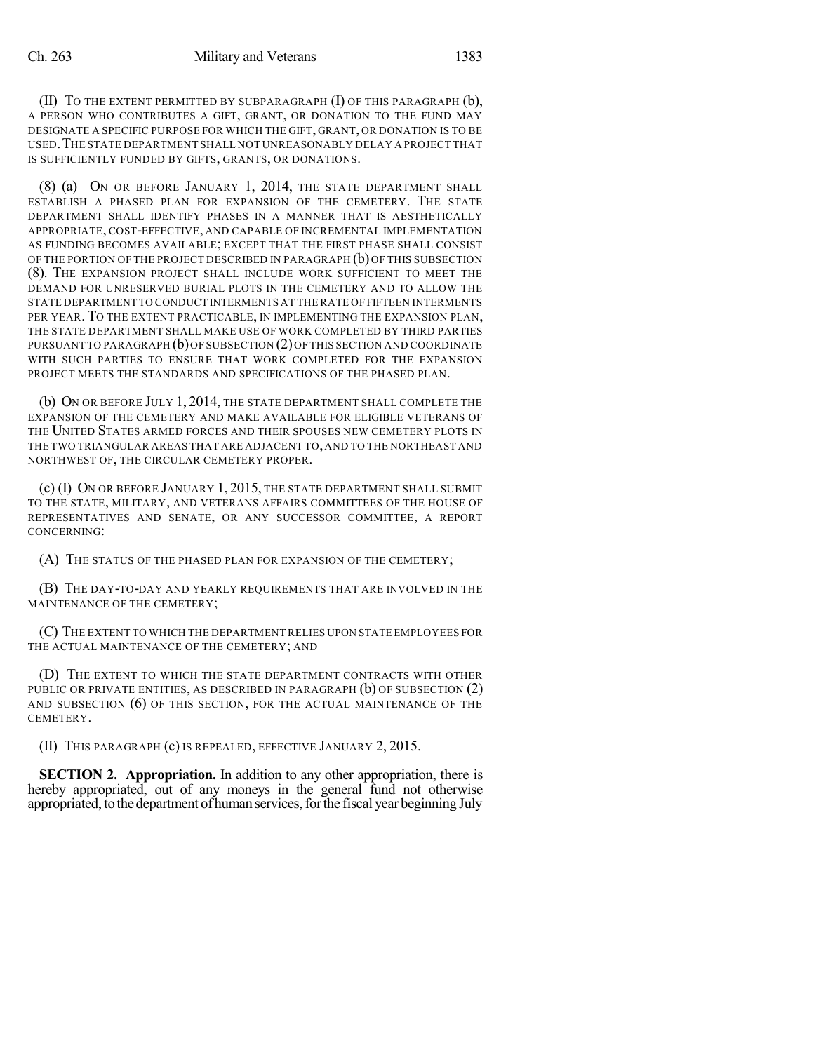(II) TO THE EXTENT PERMITTED BY SUBPARAGRAPH (I) OF THIS PARAGRAPH (b), A PERSON WHO CONTRIBUTES A GIFT, GRANT, OR DONATION TO THE FUND MAY DESIGNATE A SPECIFIC PURPOSE FOR WHICH THE GIFT, GRANT, OR DONATION IS TO BE USED. THE STATE DEPARTMENT SHALL NOT UNREASONABLY DELAY A PROJECT THAT IS SUFFICIENTLY FUNDED BY GIFTS, GRANTS, OR DONATIONS.

(8) (a) ON OR BEFORE JANUARY 1, 2014, THE STATE DEPARTMENT SHALL ESTABLISH A PHASED PLAN FOR EXPANSION OF THE CEMETERY. THE STATE DEPARTMENT SHALL IDENTIFY PHASES IN A MANNER THAT IS AESTHETICALLY APPROPRIATE, COST-EFFECTIVE, AND CAPABLE OF INCREMENTAL IMPLEMENTATION AS FUNDING BECOMES AVAILABLE; EXCEPT THAT THE FIRST PHASE SHALL CONSIST OF THE PORTION OF THE PROJECT DESCRIBED IN PARAGRAPH (b) OF THIS SUBSECTION (8). THE EXPANSION PROJECT SHALL INCLUDE WORK SUFFICIENT TO MEET THE DEMAND FOR UNRESERVED BURIAL PLOTS IN THE CEMETERY AND TO ALLOW THE STATE DEPARTMENT TO CONDUCT INTERMENTS AT THE RATE OF FIFTEEN INTERMENTS PER YEAR. TO THE EXTENT PRACTICABLE, IN IMPLEMENTING THE EXPANSION PLAN, THE STATE DEPARTMENT SHALL MAKE USE OF WORK COMPLETED BY THIRD PARTIES PURSUANT TO PARAGRAPH (b) OF SUBSECTION (2) OF THIS SECTION AND COORDINATE WITH SUCH PARTIES TO ENSURE THAT WORK COMPLETED FOR THE EXPANSION PROJECT MEETS THE STANDARDS AND SPECIFICATIONS OF THE PHASED PLAN.

(b) ON OR BEFORE JULY 1, 2014, THE STATE DEPARTMENT SHALL COMPLETE THE EXPANSION OF THE CEMETERY AND MAKE AVAILABLE FOR ELIGIBLE VETERANS OF THE UNITED STATES ARMED FORCES AND THEIR SPOUSES NEW CEMETERY PLOTS IN THE TWO TRIANGULAR AREAS THAT ARE ADJACENT TO, AND TO THE NORTHEAST AND NORTHWEST OF, THE CIRCULAR CEMETERY PROPER.

(c) (I) ON OR BEFORE JANUARY 1, 2015, THE STATE DEPARTMENT SHALL SUBMIT TO THE STATE, MILITARY, AND VETERANS AFFAIRS COMMITTEES OF THE HOUSE OF REPRESENTATIVES AND SENATE, OR ANY SUCCESSOR COMMITTEE, A REPORT CONCERNING:

(A) THE STATUS OF THE PHASED PLAN FOR EXPANSION OF THE CEMETERY;

(B) THE DAY-TO-DAY AND YEARLY REQUIREMENTS THAT ARE INVOLVED IN THE MAINTENANCE OF THE CEMETERY;

(C) THE EXTENT TO WHICH THE DEPARTMENT RELIES UPON STATE EMPLOYEES FOR THE ACTUAL MAINTENANCE OF THE CEMETERY; AND

(D) THE EXTENT TO WHICH THE STATE DEPARTMENT CONTRACTS WITH OTHER PUBLIC OR PRIVATE ENTITIES, AS DESCRIBED IN PARAGRAPH (b) OF SUBSECTION (2) AND SUBSECTION (6) OF THIS SECTION, FOR THE ACTUAL MAINTENANCE OF THE CEMETERY.

(II) THIS PARAGRAPH (c) IS REPEALED, EFFECTIVE JANUARY 2, 2015.

**SECTION 2. Appropriation.** In addition to any other appropriation, there is hereby appropriated, out of any moneys in the general fund not otherwise appropriated, to the department of human services, for the fiscal year beginning July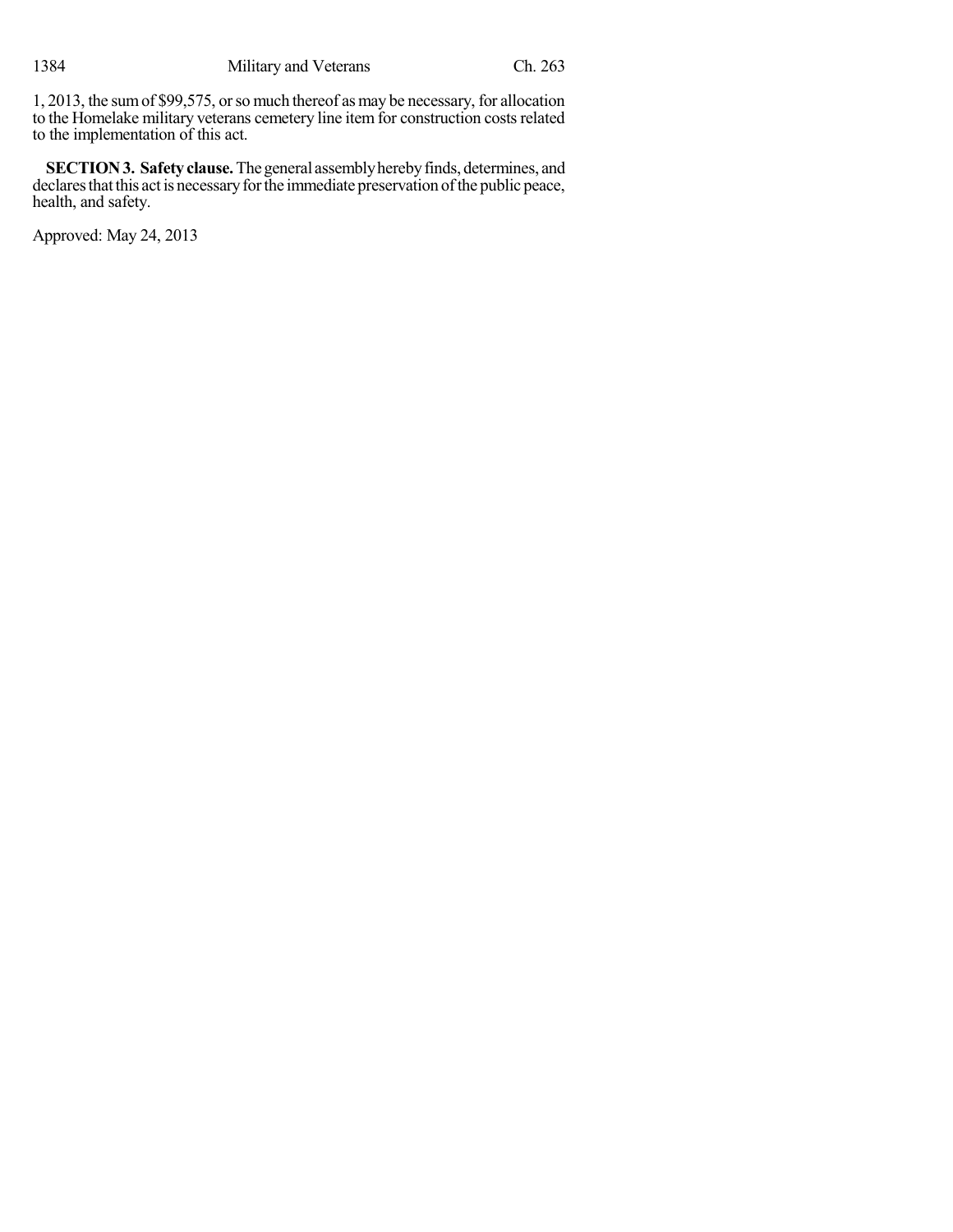1, 2013, the sum of $99,575, or so much thereof as may be necessary, for allocation to the Homelake military veterans cemetery line item for construction costs related to the implementation of this act.

**SECTION 3. Safety clause.** The general assembly hereby finds, determines, and declares that this act is necessary for the immediate preservation of the public peace, health, and safety.

Approved: May 24, 2013